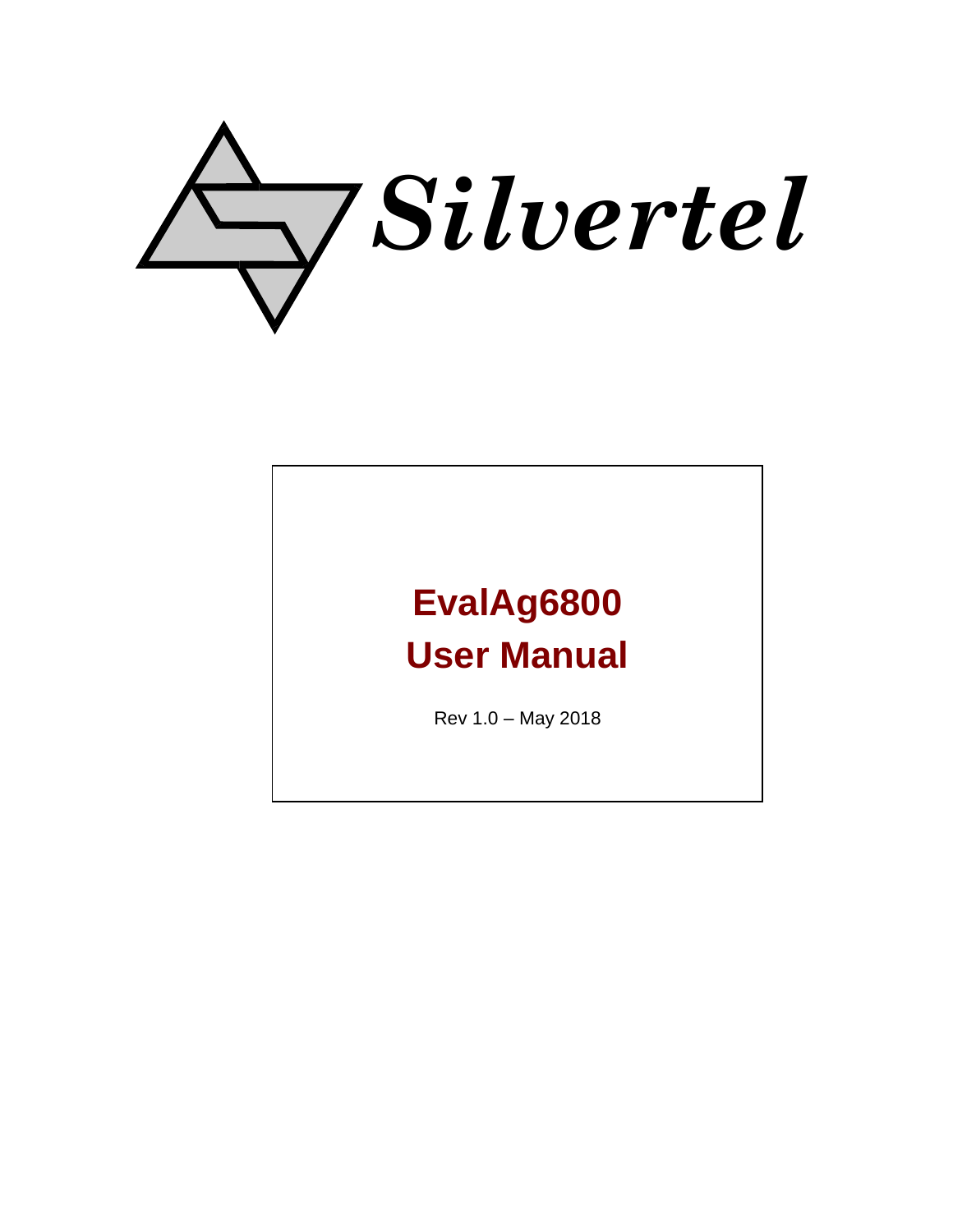Silvertel

# EvalAg6800
# User Manual

Rev 1.0 – May 2018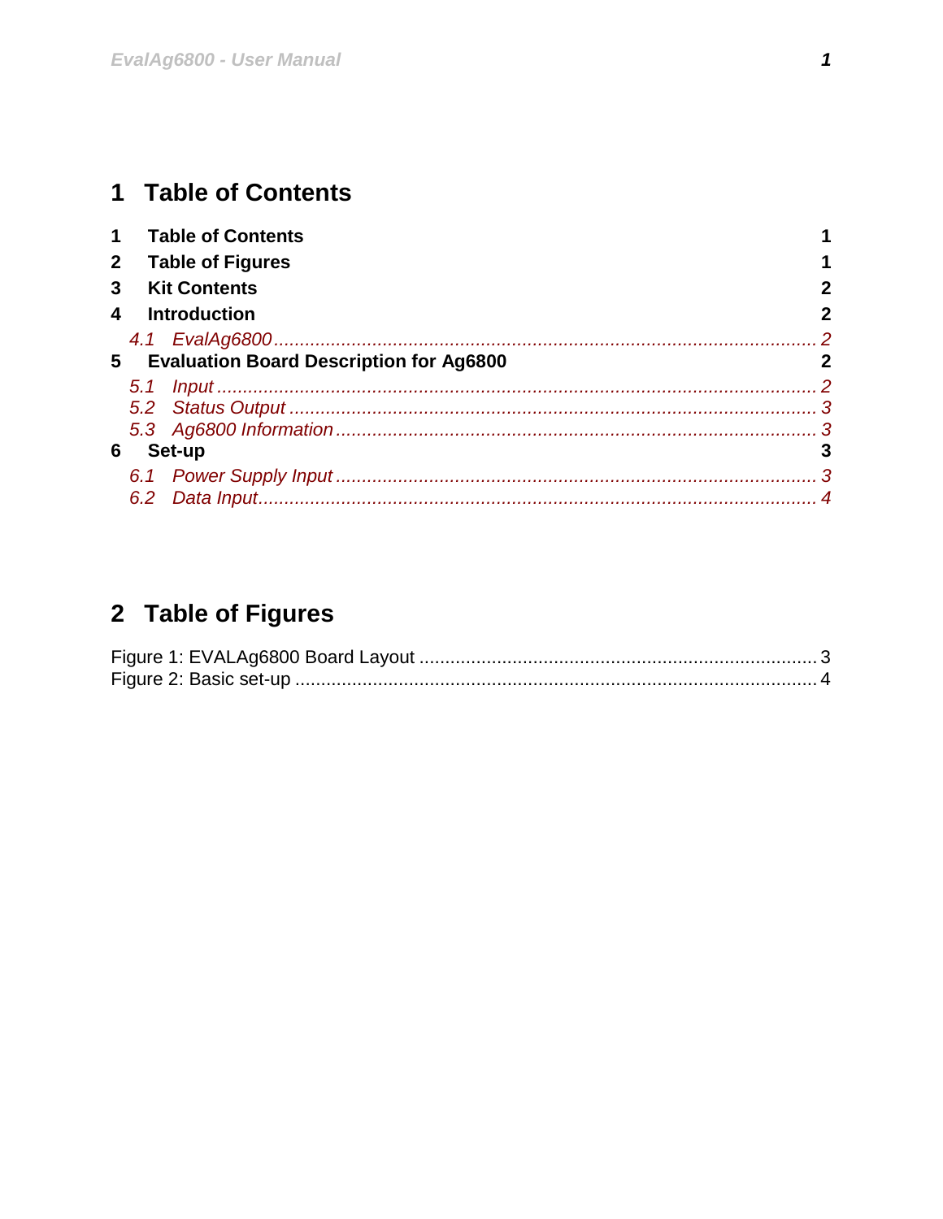# 1 Table of Contents

**1 Table of Contents** **1**
**2 Table of Figures** **1**
**3 Kit Contents** **2**
**4 Introduction** **2**
*4.1 EvalAg6800 ........................................................................................................ 2*
**5 Evaluation Board Description for Ag6800** **2**
*5.1 Input ................................................................................................................. 2*
*5.2 Status Output ..................................................................................................... 3*
*5.3 Ag6800 Information ............................................................................................ 3*
**6 Set-up** **3**
*6.1 Power Supply Input ............................................................................................ 3*
*6.2 Data Input.......................................................................................................... 4*

# 2 Table of Figures

Figure 1: EVALAg6800 Board Layout ............................................................................ 3
Figure 2: Basic set-up .................................................................................................. 4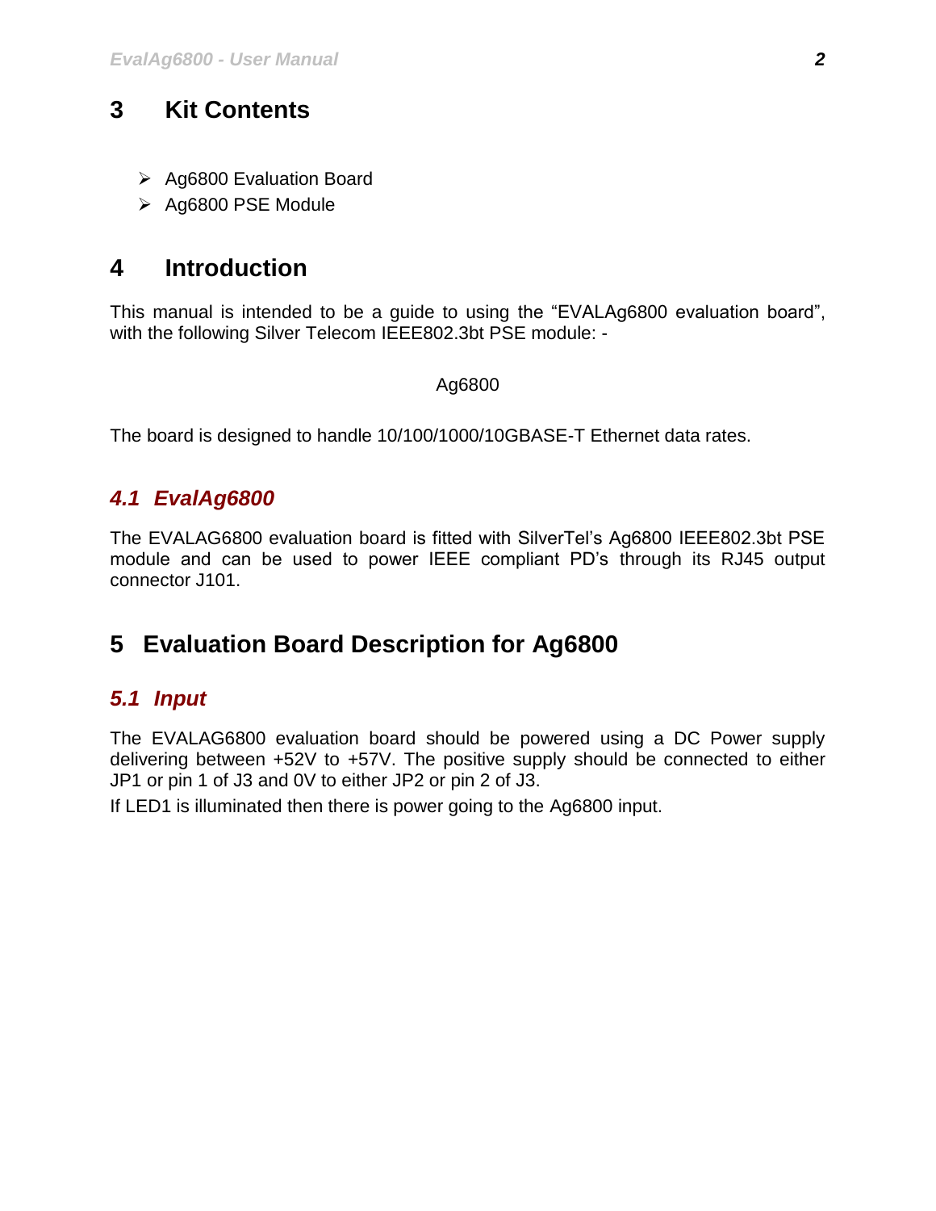# 3 Kit Contents

- Ag6800 Evaluation Board
- Ag6800 PSE Module

# 4 Introduction

This manual is intended to be a guide to using the "EVALAg6800 evaluation board", with the following Silver Telecom IEEE802.3bt PSE module: -

Ag6800

The board is designed to handle 10/100/1000/10GBASE-T Ethernet data rates.

## *4.1 EvalAg6800*

The EVALAG6800 evaluation board is fitted with SilverTel's Ag6800 IEEE802.3bt PSE module and can be used to power IEEE compliant PD's through its RJ45 output connector J101.

# 5 Evaluation Board Description for Ag6800

## *5.1 Input*

The EVALAG6800 evaluation board should be powered using a DC Power supply delivering between +52V to +57V. The positive supply should be connected to either JP1 or pin 1 of J3 and 0V to either JP2 or pin 2 of J3.

If LED1 is illuminated then there is power going to the Ag6800 input.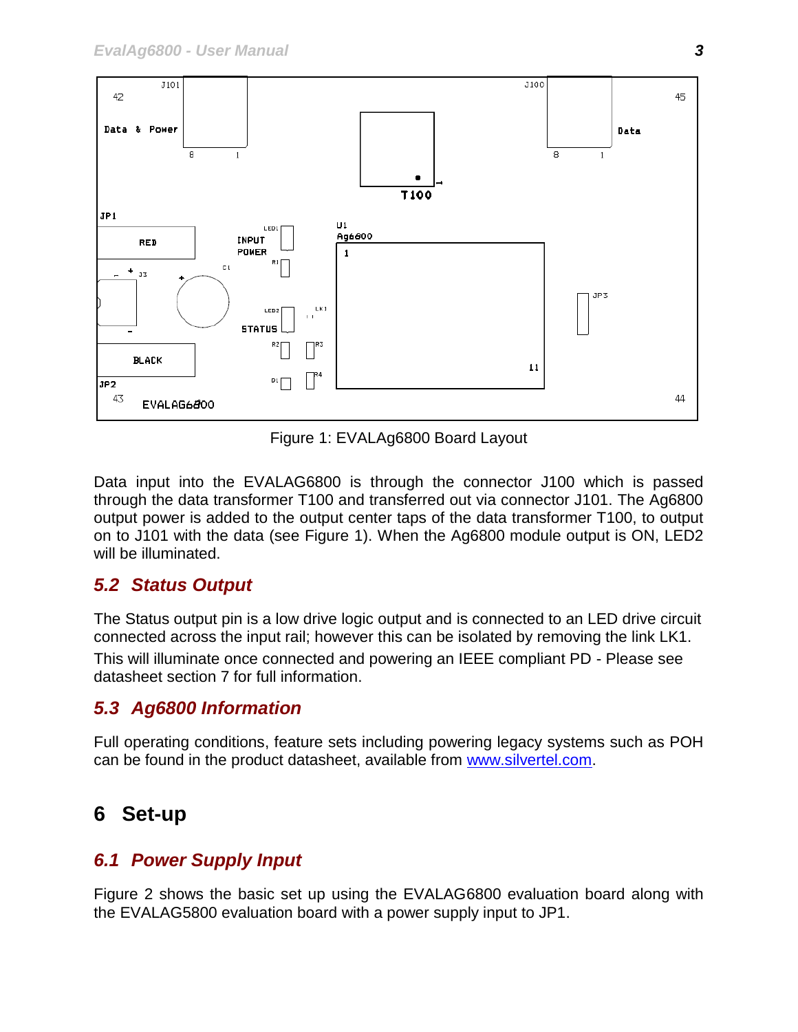Figure 1: EVALAg6800 Board Layout

Data input into the EVALAG6800 is through the connector J100 which is passed through the data transformer T100 and transferred out via connector J101. The Ag6800 output power is added to the output center taps of the data transformer T100, to output on to J101 with the data (see Figure 1). When the Ag6800 module output is ON, LED2 will be illuminated.

## *5.2 Status Output*

The Status output pin is a low drive logic output and is connected to an LED drive circuit connected across the input rail; however this can be isolated by removing the link LK1.

This will illuminate once connected and powering an IEEE compliant PD - Please see datasheet section 7 for full information.

## *5.3 Ag6800 Information*

Full operating conditions, feature sets including powering legacy systems such as POH can be found in the product datasheet, available from www.silvertel.com.

# 6 Set-up

## *6.1 Power Supply Input*

Figure 2 shows the basic set up using the EVALAG6800 evaluation board along with the EVALAG5800 evaluation board with a power supply input to JP1.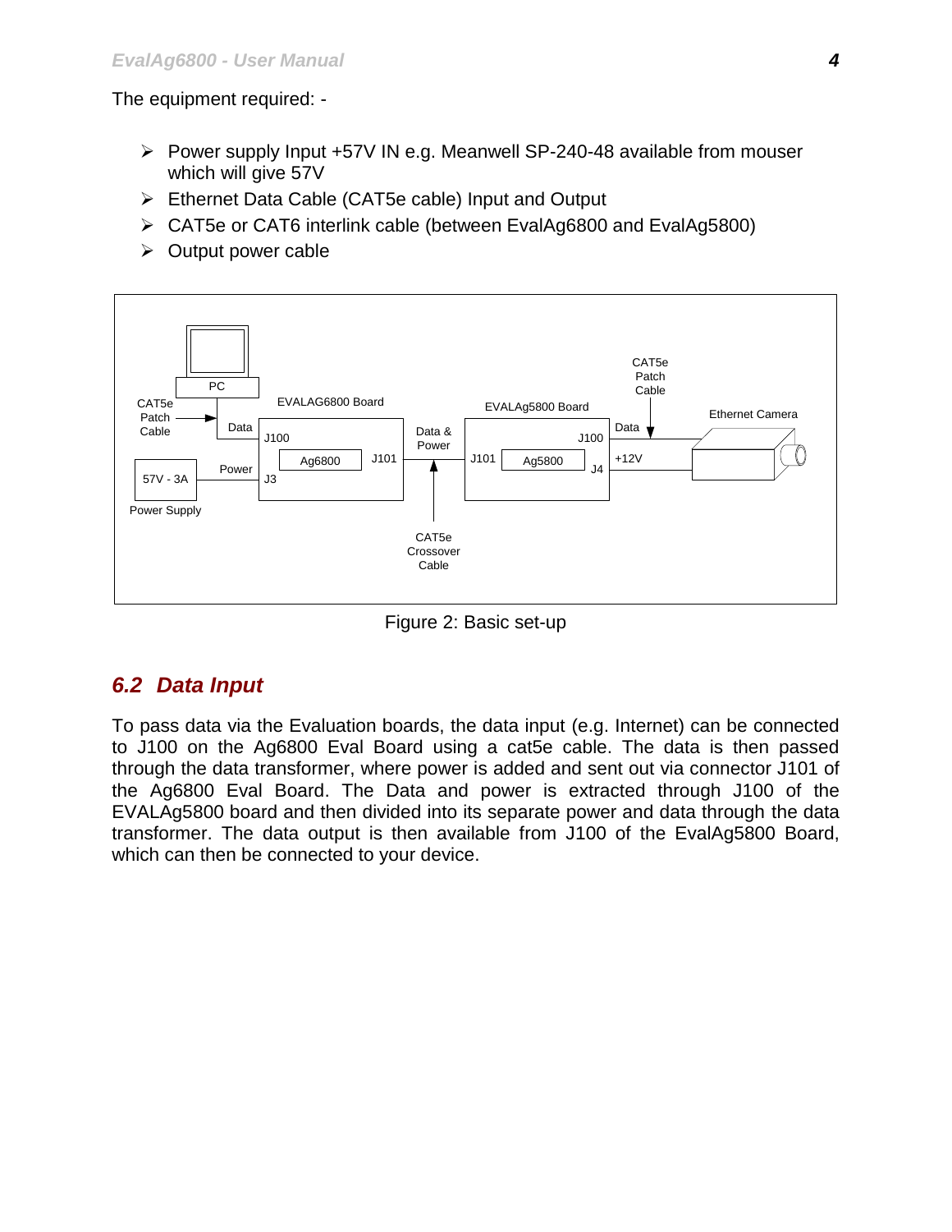The equipment required: -

- Power supply Input +57V IN e.g. Meanwell SP-240-48 available from mouser which will give 57V
- Ethernet Data Cable (CAT5e cable) Input and Output
- CAT5e or CAT6 interlink cable (between EvalAg6800 and EvalAg5800)
- Output power cable

PC
CAT5e Patch Cable
Data
EVALAG6800 Board
J100
Ag6800
J101
J3
Power
57V - 3A
Power Supply
Data & Power
CAT5e Crossover Cable
EVALAg5800 Board
J101
Ag5800
J100
J4
CAT5e Patch Cable
Data
+12V
Ethernet Camera

Figure 2: Basic set-up

## 6.2 Data Input

To pass data via the Evaluation boards, the data input (e.g. Internet) can be connected to J100 on the Ag6800 Eval Board using a cat5e cable. The data is then passed through the data transformer, where power is added and sent out via connector J101 of the Ag6800 Eval Board. The Data and power is extracted through J100 of the EVALAg5800 board and then divided into its separate power and data through the data transformer. The data output is then available from J100 of the EvalAg5800 Board, which can then be connected to your device.